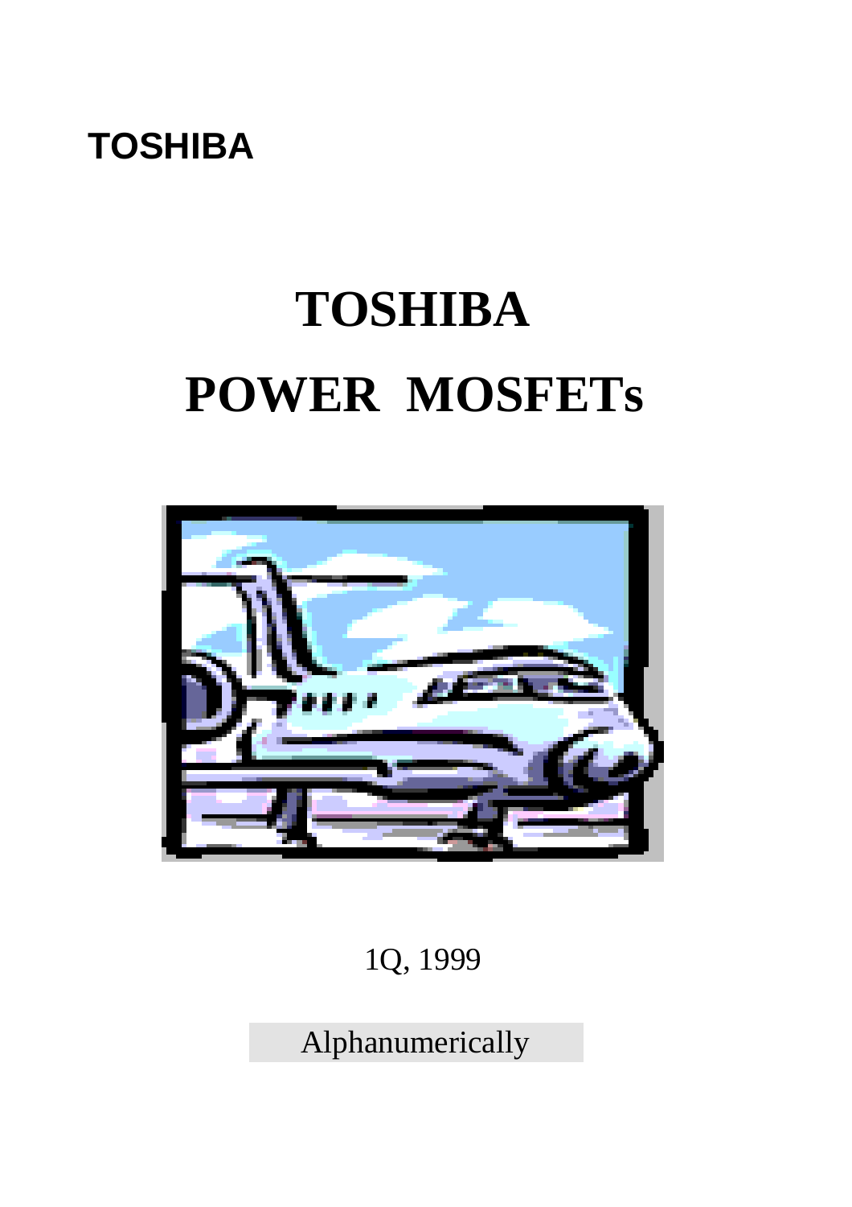TOSHIBA

# TOSHIBA POWER MOSFETs

1Q, 1999

Alphanumerically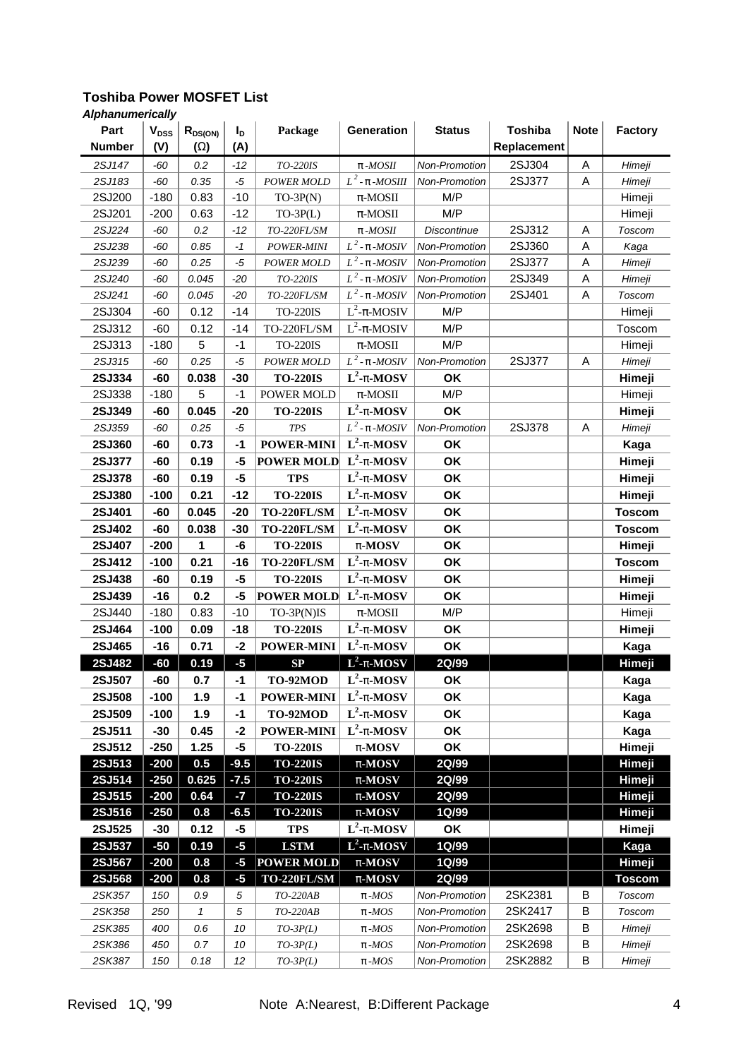## Toshiba Power MOSFET List

***Alphanumerically***

| Part Number | $V_{DSS}$ (V) | $R_{DS(ON)}$ (Ω) | $I_D$ (A) | Package | Generation | Status | Toshiba Replacement | Note | Factory |
|---|---|---|---|---|---|---|---|---|---|
| *2SJ147* | *-60* | *0.2* | *-12* | *TO-220IS* | *π-MOSII* | *Non-Promotion* | 2SJ304 | A | *Himeji* |
| *2SJ183* | *-60* | *0.35* | *-5* | *POWER MOLD* | *$L^2$-π-MOSIII* | *Non-Promotion* | 2SJ377 | A | *Himeji* |
| 2SJ200 | -180 | 0.83 | -10 | TO-3P(N) | π-MOSII | M/P | | | Himeji |
| 2SJ201 | -200 | 0.63 | -12 | TO-3P(L) | π-MOSII | M/P | | | Himeji |
| *2SJ224* | *-60* | *0.2* | *-12* | *TO-220FL/SM* | *π-MOSII* | *Discontinue* | 2SJ312 | A | *Toscom* |
| *2SJ238* | *-60* | *0.85* | *-1* | *POWER-MINI* | *$L^2$-π-MOSIV* | *Non-Promotion* | 2SJ360 | A | *Kaga* |
| *2SJ239* | *-60* | *0.25* | *-5* | *POWER MOLD* | *$L^2$-π-MOSIV* | *Non-Promotion* | 2SJ377 | A | *Himeji* |
| *2SJ240* | *-60* | *0.045* | *-20* | *TO-220IS* | *$L^2$-π-MOSIV* | *Non-Promotion* | 2SJ349 | A | *Himeji* |
| *2SJ241* | *-60* | *0.045* | *-20* | *TO-220FL/SM* | *$L^2$-π-MOSIV* | *Non-Promotion* | 2SJ401 | A | *Toscom* |
| 2SJ304 | -60 | 0.12 | -14 | TO-220IS | $L^2$-π-MOSIV | M/P | | | Himeji |
| 2SJ312 | -60 | 0.12 | -14 | TO-220FL/SM | $L^2$-π-MOSIV | M/P | | | Toscom |
| 2SJ313 | -180 | 5 | -1 | TO-220IS | π-MOSII | M/P | | | Himeji |
| *2SJ315* | *-60* | *0.25* | *-5* | *POWER MOLD* | *$L^2$-π-MOSIV* | *Non-Promotion* | 2SJ377 | A | *Himeji* |
| **2SJ334** | **-60** | **0.038** | **-30** | **TO-220IS** | **$L^2$-π-MOSV** | **OK** | | | **Himeji** |
| 2SJ338 | -180 | 5 | -1 | POWER MOLD | π-MOSII | M/P | | | Himeji |
| **2SJ349** | **-60** | **0.045** | **-20** | **TO-220IS** | **$L^2$-π-MOSV** | **OK** | | | **Himeji** |
| *2SJ359* | *-60* | *0.25* | *-5* | *TPS* | *$L^2$-π-MOSIV* | *Non-Promotion* | 2SJ378 | A | *Himeji* |
| **2SJ360** | **-60** | **0.73** | **-1** | **POWER-MINI** | **$L^2$-π-MOSV** | **OK** | | | **Kaga** |
| **2SJ377** | **-60** | **0.19** | **-5** | **POWER MOLD** | **$L^2$-π-MOSV** | **OK** | | | **Himeji** |
| **2SJ378** | **-60** | **0.19** | **-5** | **TPS** | **$L^2$-π-MOSV** | **OK** | | | **Himeji** |
| **2SJ380** | **-100** | **0.21** | **-12** | **TO-220IS** | **$L^2$-π-MOSV** | **OK** | | | **Himeji** |
| **2SJ401** | **-60** | **0.045** | **-20** | **TO-220FL/SM** | **$L^2$-π-MOSV** | **OK** | | | **Toscom** |
| **2SJ402** | **-60** | **0.038** | **-30** | **TO-220FL/SM** | **$L^2$-π-MOSV** | **OK** | | | **Toscom** |
| **2SJ407** | **-200** | **1** | **-6** | **TO-220IS** | **π-MOSV** | **OK** | | | **Himeji** |
| **2SJ412** | **-100** | **0.21** | **-16** | **TO-220FL/SM** | **$L^2$-π-MOSV** | **OK** | | | **Toscom** |
| **2SJ438** | **-60** | **0.19** | **-5** | **TO-220IS** | **$L^2$-π-MOSV** | **OK** | | | **Himeji** |
| **2SJ439** | **-16** | **0.2** | **-5** | **POWER MOLD** | **$L^2$-π-MOSV** | **OK** | | | **Himeji** |
| 2SJ440 | -180 | 0.83 | -10 | TO-3P(N)IS | π-MOSII | M/P | | | Himeji |
| **2SJ464** | **-100** | **0.09** | **-18** | **TO-220IS** | **$L^2$-π-MOSV** | **OK** | | | **Himeji** |
| **2SJ465** | **-16** | **0.71** | **-2** | **POWER-MINI** | **$L^2$-π-MOSV** | **OK** | | | **Kaga** |
| **2SJ482** | **-60** | **0.19** | **-5** | **SP** | **$L^2$-π-MOSV** | **2Q/99** | | | **Himeji** |
| **2SJ507** | **-60** | **0.7** | **-1** | **TO-92MOD** | **$L^2$-π-MOSV** | **OK** | | | **Kaga** |
| **2SJ508** | **-100** | **1.9** | **-1** | **POWER-MINI** | **$L^2$-π-MOSV** | **OK** | | | **Kaga** |
| **2SJ509** | **-100** | **1.9** | **-1** | **TO-92MOD** | **$L^2$-π-MOSV** | **OK** | | | **Kaga** |
| **2SJ511** | **-30** | **0.45** | **-2** | **POWER-MINI** | **$L^2$-π-MOSV** | **OK** | | | **Kaga** |
| **2SJ512** | **-250** | **1.25** | **-5** | **TO-220IS** | **π-MOSV** | **OK** | | | **Himeji** |
| **2SJ513** | **-200** | **0.5** | **-9.5** | **TO-220IS** | **π-MOSV** | **2Q/99** | | | **Himeji** |
| **2SJ514** | **-250** | **0.625** | **-7.5** | **TO-220IS** | **π-MOSV** | **2Q/99** | | | **Himeji** |
| **2SJ515** | **-200** | **0.64** | **-7** | **TO-220IS** | **π-MOSV** | **2Q/99** | | | **Himeji** |
| **2SJ516** | **-250** | **0.8** | **-6.5** | **TO-220IS** | **π-MOSV** | **1Q/99** | | | **Himeji** |
| **2SJ525** | **-30** | **0.12** | **-5** | **TPS** | **$L^2$-π-MOSV** | **OK** | | | **Himeji** |
| **2SJ537** | **-50** | **0.19** | **-5** | **LSTM** | **$L^2$-π-MOSV** | **1Q/99** | | | **Kaga** |
| **2SJ567** | **-200** | **0.8** | **-5** | **POWER MOLD** | **π-MOSV** | **1Q/99** | | | **Himeji** |
| **2SJ568** | **-200** | **0.8** | **-5** | **TO-220FL/SM** | **π-MOSV** | **2Q/99** | | | **Toscom** |
| *2SK357* | *150* | *0.9* | *5* | *TO-220AB* | *π-MOS* | *Non-Promotion* | 2SK2381 | B | *Toscom* |
| *2SK358* | *250* | *1* | *5* | *TO-220AB* | *π-MOS* | *Non-Promotion* | 2SK2417 | B | *Toscom* |
| *2SK385* | *400* | *0.6* | *10* | *TO-3P(L)* | *π-MOS* | *Non-Promotion* | 2SK2698 | B | *Himeji* |
| *2SK386* | *450* | *0.7* | *10* | *TO-3P(L)* | *π-MOS* | *Non-Promotion* | 2SK2698 | B | *Himeji* |
| *2SK387* | *150* | *0.18* | *12* | *TO-3P(L)* | *π-MOS* | *Non-Promotion* | 2SK2882 | B | *Himeji* |

Revised 1Q, '99 — Note A:Nearest, B:Different Package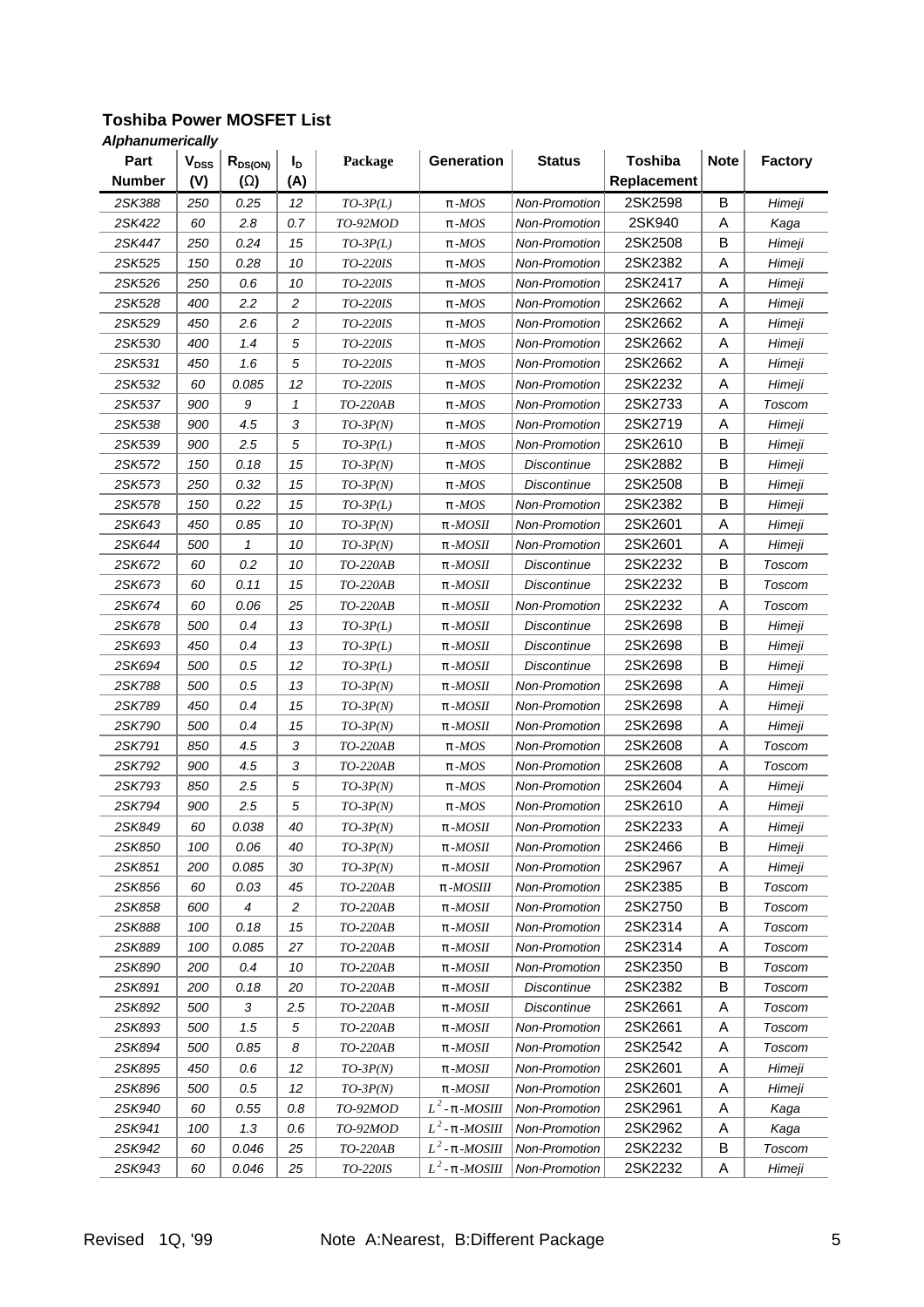## Toshiba Power MOSFET List

***Alphanumerically***

| Part Number | $V_{DSS}$ (V) | $R_{DS(ON)}$ (Ω) | $I_D$ (A) | Package | Generation | Status | Toshiba Replacement | Note | Factory |
|---|---|---|---|---|---|---|---|---|---|
| 2SK388 | 250 | 0.25 | 12 | TO-3P(L) | π-MOS | Non-Promotion | 2SK2598 | B | Himeji |
| 2SK422 | 60 | 2.8 | 0.7 | TO-92MOD | π-MOS | Non-Promotion | 2SK940 | A | Kaga |
| 2SK447 | 250 | 0.24 | 15 | TO-3P(L) | π-MOS | Non-Promotion | 2SK2508 | B | Himeji |
| 2SK525 | 150 | 0.28 | 10 | TO-220IS | π-MOS | Non-Promotion | 2SK2382 | A | Himeji |
| 2SK526 | 250 | 0.6 | 10 | TO-220IS | π-MOS | Non-Promotion | 2SK2417 | A | Himeji |
| 2SK528 | 400 | 2.2 | 2 | TO-220IS | π-MOS | Non-Promotion | 2SK2662 | A | Himeji |
| 2SK529 | 450 | 2.6 | 2 | TO-220IS | π-MOS | Non-Promotion | 2SK2662 | A | Himeji |
| 2SK530 | 400 | 1.4 | 5 | TO-220IS | π-MOS | Non-Promotion | 2SK2662 | A | Himeji |
| 2SK531 | 450 | 1.6 | 5 | TO-220IS | π-MOS | Non-Promotion | 2SK2662 | A | Himeji |
| 2SK532 | 60 | 0.085 | 12 | TO-220IS | π-MOS | Non-Promotion | 2SK2232 | A | Himeji |
| 2SK537 | 900 | 9 | 1 | TO-220AB | π-MOS | Non-Promotion | 2SK2733 | A | Toscom |
| 2SK538 | 900 | 4.5 | 3 | TO-3P(N) | π-MOS | Non-Promotion | 2SK2719 | A | Himeji |
| 2SK539 | 900 | 2.5 | 5 | TO-3P(L) | π-MOS | Non-Promotion | 2SK2610 | B | Himeji |
| 2SK572 | 150 | 0.18 | 15 | TO-3P(N) | π-MOS | Discontinue | 2SK2882 | B | Himeji |
| 2SK573 | 250 | 0.32 | 15 | TO-3P(N) | π-MOS | Discontinue | 2SK2508 | B | Himeji |
| 2SK578 | 150 | 0.22 | 15 | TO-3P(L) | π-MOS | Non-Promotion | 2SK2382 | B | Himeji |
| 2SK643 | 450 | 0.85 | 10 | TO-3P(N) | π-MOSII | Non-Promotion | 2SK2601 | A | Himeji |
| 2SK644 | 500 | 1 | 10 | TO-3P(N) | π-MOSII | Non-Promotion | 2SK2601 | A | Himeji |
| 2SK672 | 60 | 0.2 | 10 | TO-220AB | π-MOSII | Discontinue | 2SK2232 | B | Toscom |
| 2SK673 | 60 | 0.11 | 15 | TO-220AB | π-MOSII | Discontinue | 2SK2232 | B | Toscom |
| 2SK674 | 60 | 0.06 | 25 | TO-220AB | π-MOSII | Non-Promotion | 2SK2232 | A | Toscom |
| 2SK678 | 500 | 0.4 | 13 | TO-3P(L) | π-MOSII | Discontinue | 2SK2698 | B | Himeji |
| 2SK693 | 450 | 0.4 | 13 | TO-3P(L) | π-MOSII | Discontinue | 2SK2698 | B | Himeji |
| 2SK694 | 500 | 0.5 | 12 | TO-3P(L) | π-MOSII | Discontinue | 2SK2698 | B | Himeji |
| 2SK788 | 500 | 0.5 | 13 | TO-3P(N) | π-MOSII | Non-Promotion | 2SK2698 | A | Himeji |
| 2SK789 | 450 | 0.4 | 15 | TO-3P(N) | π-MOSII | Non-Promotion | 2SK2698 | A | Himeji |
| 2SK790 | 500 | 0.4 | 15 | TO-3P(N) | π-MOSII | Non-Promotion | 2SK2698 | A | Himeji |
| 2SK791 | 850 | 4.5 | 3 | TO-220AB | π-MOS | Non-Promotion | 2SK2608 | A | Toscom |
| 2SK792 | 900 | 4.5 | 3 | TO-220AB | π-MOS | Non-Promotion | 2SK2608 | A | Toscom |
| 2SK793 | 850 | 2.5 | 5 | TO-3P(N) | π-MOS | Non-Promotion | 2SK2604 | A | Himeji |
| 2SK794 | 900 | 2.5 | 5 | TO-3P(N) | π-MOS | Non-Promotion | 2SK2610 | A | Himeji |
| 2SK849 | 60 | 0.038 | 40 | TO-3P(N) | π-MOSII | Non-Promotion | 2SK2233 | A | Himeji |
| 2SK850 | 100 | 0.06 | 40 | TO-3P(N) | π-MOSII | Non-Promotion | 2SK2466 | B | Himeji |
| 2SK851 | 200 | 0.085 | 30 | TO-3P(N) | π-MOSII | Non-Promotion | 2SK2967 | A | Himeji |
| 2SK856 | 60 | 0.03 | 45 | TO-220AB | π-MOSIII | Non-Promotion | 2SK2385 | B | Toscom |
| 2SK858 | 600 | 4 | 2 | TO-220AB | π-MOSII | Non-Promotion | 2SK2750 | B | Toscom |
| 2SK888 | 100 | 0.18 | 15 | TO-220AB | π-MOSII | Non-Promotion | 2SK2314 | A | Toscom |
| 2SK889 | 100 | 0.085 | 27 | TO-220AB | π-MOSII | Non-Promotion | 2SK2314 | A | Toscom |
| 2SK890 | 200 | 0.4 | 10 | TO-220AB | π-MOSII | Non-Promotion | 2SK2350 | B | Toscom |
| 2SK891 | 200 | 0.18 | 20 | TO-220AB | π-MOSII | Discontinue | 2SK2382 | B | Toscom |
| 2SK892 | 500 | 3 | 2.5 | TO-220AB | π-MOSII | Discontinue | 2SK2661 | A | Toscom |
| 2SK893 | 500 | 1.5 | 5 | TO-220AB | π-MOSII | Non-Promotion | 2SK2661 | A | Toscom |
| 2SK894 | 500 | 0.85 | 8 | TO-220AB | π-MOSII | Non-Promotion | 2SK2542 | A | Toscom |
| 2SK895 | 450 | 0.6 | 12 | TO-3P(N) | π-MOSII | Non-Promotion | 2SK2601 | A | Himeji |
| 2SK896 | 500 | 0.5 | 12 | TO-3P(N) | π-MOSII | Non-Promotion | 2SK2601 | A | Himeji |
| 2SK940 | 60 | 0.55 | 0.8 | TO-92MOD | $L^2$-π-MOSIII | Non-Promotion | 2SK2961 | A | Kaga |
| 2SK941 | 100 | 1.3 | 0.6 | TO-92MOD | $L^2$-π-MOSIII | Non-Promotion | 2SK2962 | A | Kaga |
| 2SK942 | 60 | 0.046 | 25 | TO-220AB | $L^2$-π-MOSIII | Non-Promotion | 2SK2232 | B | Toscom |
| 2SK943 | 60 | 0.046 | 25 | TO-220IS | $L^2$-π-MOSIII | Non-Promotion | 2SK2232 | A | Himeji |

Revised 1Q, '99

Note A:Nearest, B:Different Package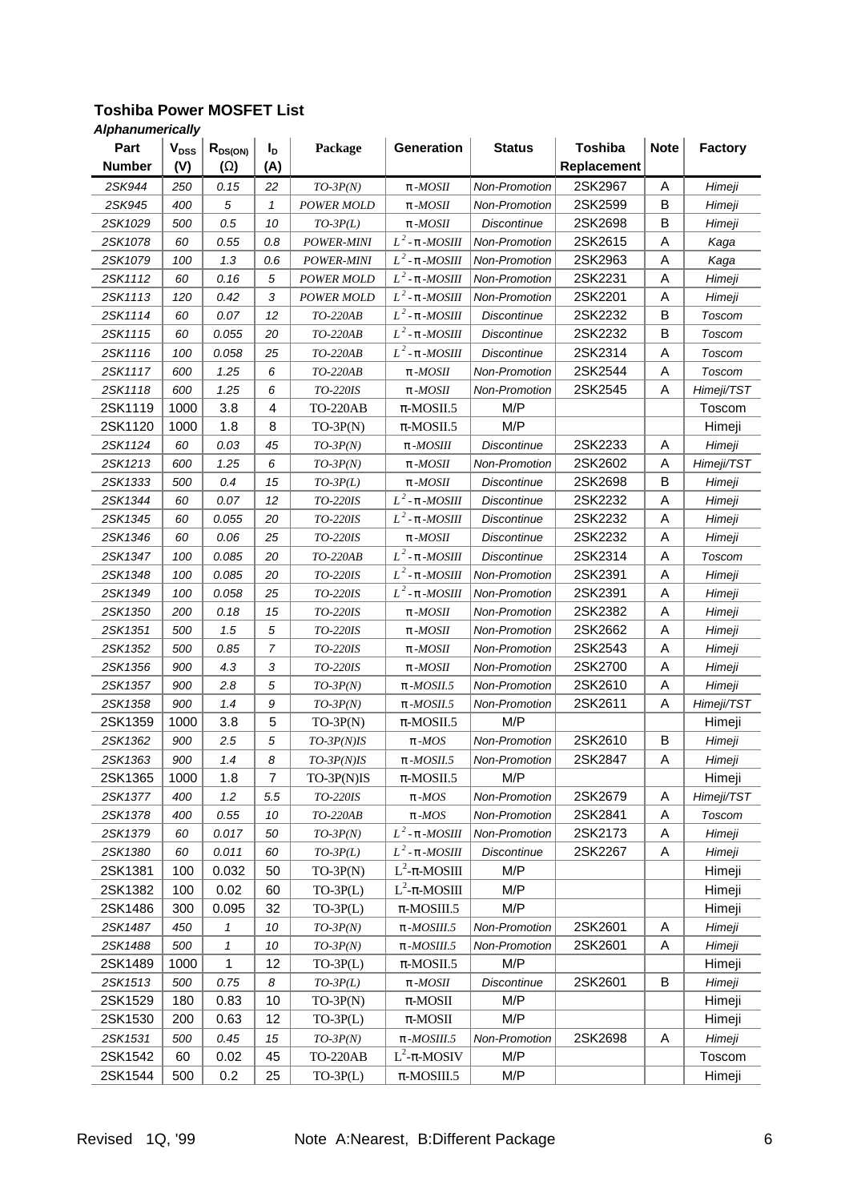**Toshiba Power MOSFET List**

***Alphanumerically***

| Part Number | $V_{DSS}$ (V) | $R_{DS(ON)}$ (Ω) | $I_D$ (A) | Package | Generation | Status | Toshiba Replacement | Note | Factory |
|---|---|---|---|---|---|---|---|---|---|
| 2SK944 | 250 | 0.15 | 22 | TO-3P(N) | π-MOSII | Non-Promotion | 2SK2967 | A | Himeji |
| 2SK945 | 400 | 5 | 1 | POWER MOLD | π-MOSII | Non-Promotion | 2SK2599 | B | Himeji |
| 2SK1029 | 500 | 0.5 | 10 | TO-3P(L) | π-MOSII | Discontinue | 2SK2698 | B | Himeji |
| 2SK1078 | 60 | 0.55 | 0.8 | POWER-MINI | $L^2$-π-MOSIII | Non-Promotion | 2SK2615 | A | Kaga |
| 2SK1079 | 100 | 1.3 | 0.6 | POWER-MINI | $L^2$-π-MOSIII | Non-Promotion | 2SK2963 | A | Kaga |
| 2SK1112 | 60 | 0.16 | 5 | POWER MOLD | $L^2$-π-MOSIII | Non-Promotion | 2SK2231 | A | Himeji |
| 2SK1113 | 120 | 0.42 | 3 | POWER MOLD | $L^2$-π-MOSIII | Non-Promotion | 2SK2201 | A | Himeji |
| 2SK1114 | 60 | 0.07 | 12 | TO-220AB | $L^2$-π-MOSIII | Discontinue | 2SK2232 | B | Toscom |
| 2SK1115 | 60 | 0.055 | 20 | TO-220AB | $L^2$-π-MOSIII | Discontinue | 2SK2232 | B | Toscom |
| 2SK1116 | 100 | 0.058 | 25 | TO-220AB | $L^2$-π-MOSIII | Discontinue | 2SK2314 | A | Toscom |
| 2SK1117 | 600 | 1.25 | 6 | TO-220AB | π-MOSII | Non-Promotion | 2SK2544 | A | Toscom |
| 2SK1118 | 600 | 1.25 | 6 | TO-220IS | π-MOSII | Non-Promotion | 2SK2545 | A | Himeji/TST |
| 2SK1119 | 1000 | 3.8 | 4 | TO-220AB | π-MOSII.5 | M/P | | | Toscom |
| 2SK1120 | 1000 | 1.8 | 8 | TO-3P(N) | π-MOSII.5 | M/P | | | Himeji |
| 2SK1124 | 60 | 0.03 | 45 | TO-3P(N) | π-MOSIII | Discontinue | 2SK2233 | A | Himeji |
| 2SK1213 | 600 | 1.25 | 6 | TO-3P(N) | π-MOSII | Non-Promotion | 2SK2602 | A | Himeji/TST |
| 2SK1333 | 500 | 0.4 | 15 | TO-3P(L) | π-MOSII | Discontinue | 2SK2698 | B | Himeji |
| 2SK1344 | 60 | 0.07 | 12 | TO-220IS | $L^2$-π-MOSIII | Discontinue | 2SK2232 | A | Himeji |
| 2SK1345 | 60 | 0.055 | 20 | TO-220IS | $L^2$-π-MOSIII | Discontinue | 2SK2232 | A | Himeji |
| 2SK1346 | 60 | 0.06 | 25 | TO-220IS | π-MOSII | Discontinue | 2SK2232 | A | Himeji |
| 2SK1347 | 100 | 0.085 | 20 | TO-220AB | $L^2$-π-MOSIII | Discontinue | 2SK2314 | A | Toscom |
| 2SK1348 | 100 | 0.085 | 20 | TO-220IS | $L^2$-π-MOSIII | Non-Promotion | 2SK2391 | A | Himeji |
| 2SK1349 | 100 | 0.058 | 25 | TO-220IS | $L^2$-π-MOSIII | Non-Promotion | 2SK2391 | A | Himeji |
| 2SK1350 | 200 | 0.18 | 15 | TO-220IS | π-MOSII | Non-Promotion | 2SK2382 | A | Himeji |
| 2SK1351 | 500 | 1.5 | 5 | TO-220IS | π-MOSII | Non-Promotion | 2SK2662 | A | Himeji |
| 2SK1352 | 500 | 0.85 | 7 | TO-220IS | π-MOSII | Non-Promotion | 2SK2543 | A | Himeji |
| 2SK1356 | 900 | 4.3 | 3 | TO-220IS | π-MOSII | Non-Promotion | 2SK2700 | A | Himeji |
| 2SK1357 | 900 | 2.8 | 5 | TO-3P(N) | π-MOSII.5 | Non-Promotion | 2SK2610 | A | Himeji |
| 2SK1358 | 900 | 1.4 | 9 | TO-3P(N) | π-MOSII.5 | Non-Promotion | 2SK2611 | A | Himeji/TST |
| 2SK1359 | 1000 | 3.8 | 5 | TO-3P(N) | π-MOSII.5 | M/P | | | Himeji |
| 2SK1362 | 900 | 2.5 | 5 | TO-3P(N)IS | π-MOS | Non-Promotion | 2SK2610 | B | Himeji |
| 2SK1363 | 900 | 1.4 | 8 | TO-3P(N)IS | π-MOSII.5 | Non-Promotion | 2SK2847 | A | Himeji |
| 2SK1365 | 1000 | 1.8 | 7 | TO-3P(N)IS | π-MOSII.5 | M/P | | | Himeji |
| 2SK1377 | 400 | 1.2 | 5.5 | TO-220IS | π-MOS | Non-Promotion | 2SK2679 | A | Himeji/TST |
| 2SK1378 | 400 | 0.55 | 10 | TO-220AB | π-MOS | Non-Promotion | 2SK2841 | A | Toscom |
| 2SK1379 | 60 | 0.017 | 50 | TO-3P(N) | $L^2$-π-MOSIII | Non-Promotion | 2SK2173 | A | Himeji |
| 2SK1380 | 60 | 0.011 | 60 | TO-3P(L) | $L^2$-π-MOSIII | Discontinue | 2SK2267 | A | Himeji |
| 2SK1381 | 100 | 0.032 | 50 | TO-3P(N) | $L^2$-π-MOSIII | M/P | | | Himeji |
| 2SK1382 | 100 | 0.02 | 60 | TO-3P(L) | $L^2$-π-MOSIII | M/P | | | Himeji |
| 2SK1486 | 300 | 0.095 | 32 | TO-3P(L) | π-MOSIII.5 | M/P | | | Himeji |
| 2SK1487 | 450 | 1 | 10 | TO-3P(N) | π-MOSIII.5 | Non-Promotion | 2SK2601 | A | Himeji |
| 2SK1488 | 500 | 1 | 10 | TO-3P(N) | π-MOSIII.5 | Non-Promotion | 2SK2601 | A | Himeji |
| 2SK1489 | 1000 | 1 | 12 | TO-3P(L) | π-MOSII.5 | M/P | | | Himeji |
| 2SK1513 | 500 | 0.75 | 8 | TO-3P(L) | π-MOSII | Discontinue | 2SK2601 | B | Himeji |
| 2SK1529 | 180 | 0.83 | 10 | TO-3P(N) | π-MOSII | M/P | | | Himeji |
| 2SK1530 | 200 | 0.63 | 12 | TO-3P(L) | π-MOSII | M/P | | | Himeji |
| 2SK1531 | 500 | 0.45 | 15 | TO-3P(N) | π-MOSIII.5 | Non-Promotion | 2SK2698 | A | Himeji |
| 2SK1542 | 60 | 0.02 | 45 | TO-220AB | $L^2$-π-MOSIV | M/P | | | Toscom |
| 2SK1544 | 500 | 0.2 | 25 | TO-3P(L) | π-MOSIII.5 | M/P | | | Himeji |

Revised 1Q, '99 — Note A:Nearest, B:Different Package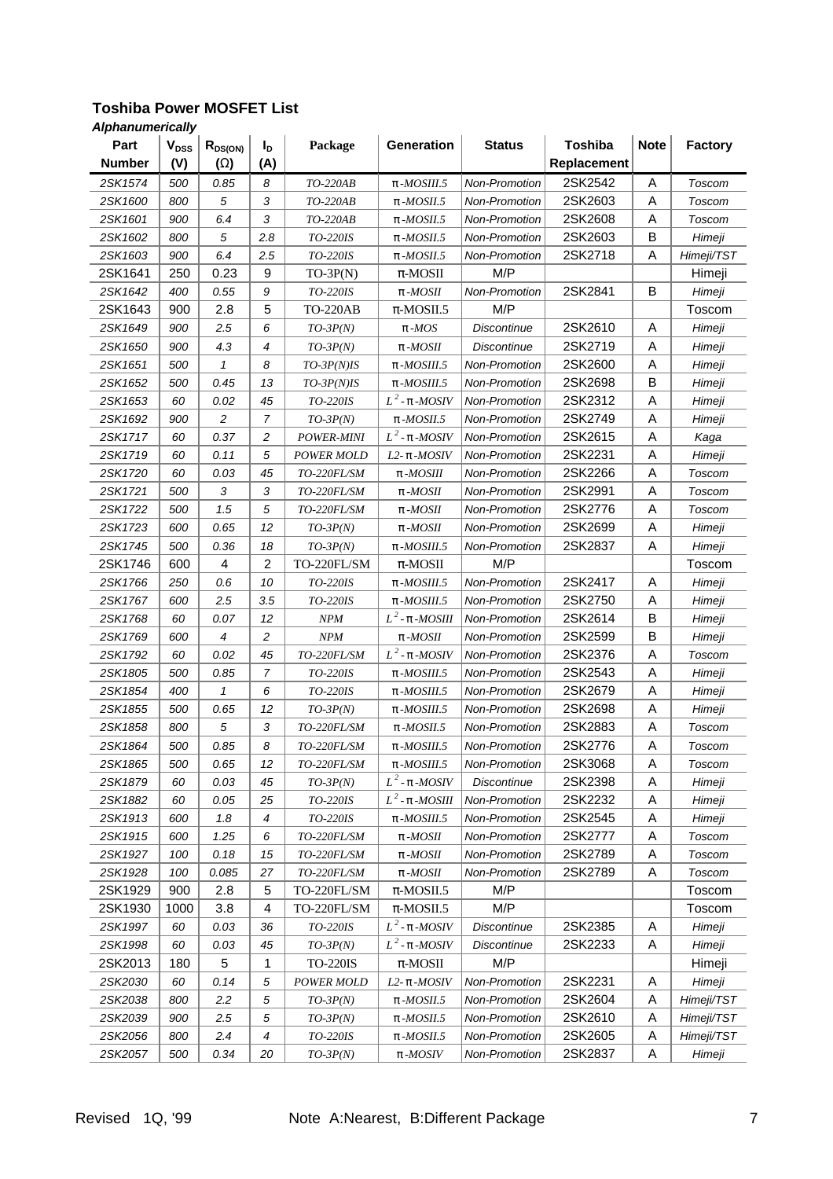# Toshiba Power MOSFET List

***Alphanumerically***

| Part Number | $V_{DSS}$ (V) | $R_{DS(ON)}$ (Ω) | $I_D$ (A) | Package | Generation | Status | Toshiba Replacement | Note | Factory |
|---|---|---|---|---|---|---|---|---|---|
| 2SK1574 | 500 | 0.85 | 8 | TO-220AB | π-MOSIII.5 | Non-Promotion | 2SK2542 | A | Toscom |
| 2SK1600 | 800 | 5 | 3 | TO-220AB | π-MOSII.5 | Non-Promotion | 2SK2603 | A | Toscom |
| 2SK1601 | 900 | 6.4 | 3 | TO-220AB | π-MOSII.5 | Non-Promotion | 2SK2608 | A | Toscom |
| 2SK1602 | 800 | 5 | 2.8 | TO-220IS | π-MOSII.5 | Non-Promotion | 2SK2603 | B | Himeji |
| 2SK1603 | 900 | 6.4 | 2.5 | TO-220IS | π-MOSII.5 | Non-Promotion | 2SK2718 | A | Himeji/TST |
| 2SK1641 | 250 | 0.23 | 9 | TO-3P(N) | π-MOSII | M/P | | | Himeji |
| 2SK1642 | 400 | 0.55 | 9 | TO-220IS | π-MOSII | Non-Promotion | 2SK2841 | B | Himeji |
| 2SK1643 | 900 | 2.8 | 5 | TO-220AB | π-MOSII.5 | M/P | | | Toscom |
| 2SK1649 | 900 | 2.5 | 6 | TO-3P(N) | π-MOS | Discontinue | 2SK2610 | A | Himeji |
| 2SK1650 | 900 | 4.3 | 4 | TO-3P(N) | π-MOSII | Discontinue | 2SK2719 | A | Himeji |
| 2SK1651 | 500 | 1 | 8 | TO-3P(N)IS | π-MOSIII.5 | Non-Promotion | 2SK2600 | A | Himeji |
| 2SK1652 | 500 | 0.45 | 13 | TO-3P(N)IS | π-MOSIII.5 | Non-Promotion | 2SK2698 | B | Himeji |
| 2SK1653 | 60 | 0.02 | 45 | TO-220IS | $L^2$-π-MOSIV | Non-Promotion | 2SK2312 | A | Himeji |
| 2SK1692 | 900 | 2 | 7 | TO-3P(N) | π-MOSII.5 | Non-Promotion | 2SK2749 | A | Himeji |
| 2SK1717 | 60 | 0.37 | 2 | POWER-MINI | $L^2$-π-MOSIV | Non-Promotion | 2SK2615 | A | Kaga |
| 2SK1719 | 60 | 0.11 | 5 | POWER MOLD | L2-π-MOSIV | Non-Promotion | 2SK2231 | A | Himeji |
| 2SK1720 | 60 | 0.03 | 45 | TO-220FL/SM | π-MOSIII | Non-Promotion | 2SK2266 | A | Toscom |
| 2SK1721 | 500 | 3 | 3 | TO-220FL/SM | π-MOSII | Non-Promotion | 2SK2991 | A | Toscom |
| 2SK1722 | 500 | 1.5 | 5 | TO-220FL/SM | π-MOSII | Non-Promotion | 2SK2776 | A | Toscom |
| 2SK1723 | 600 | 0.65 | 12 | TO-3P(N) | π-MOSII | Non-Promotion | 2SK2699 | A | Himeji |
| 2SK1745 | 500 | 0.36 | 18 | TO-3P(N) | π-MOSIII.5 | Non-Promotion | 2SK2837 | A | Himeji |
| 2SK1746 | 600 | 4 | 2 | TO-220FL/SM | π-MOSII | M/P | | | Toscom |
| 2SK1766 | 250 | 0.6 | 10 | TO-220IS | π-MOSIII.5 | Non-Promotion | 2SK2417 | A | Himeji |
| 2SK1767 | 600 | 2.5 | 3.5 | TO-220IS | π-MOSIII.5 | Non-Promotion | 2SK2750 | A | Himeji |
| 2SK1768 | 60 | 0.07 | 12 | NPM | $L^2$-π-MOSIII | Non-Promotion | 2SK2614 | B | Himeji |
| 2SK1769 | 600 | 4 | 2 | NPM | π-MOSII | Non-Promotion | 2SK2599 | B | Himeji |
| 2SK1792 | 60 | 0.02 | 45 | TO-220FL/SM | $L^2$-π-MOSIV | Non-Promotion | 2SK2376 | A | Toscom |
| 2SK1805 | 500 | 0.85 | 7 | TO-220IS | π-MOSIII.5 | Non-Promotion | 2SK2543 | A | Himeji |
| 2SK1854 | 400 | 1 | 6 | TO-220IS | π-MOSIII.5 | Non-Promotion | 2SK2679 | A | Himeji |
| 2SK1855 | 500 | 0.65 | 12 | TO-3P(N) | π-MOSIII.5 | Non-Promotion | 2SK2698 | A | Himeji |
| 2SK1858 | 800 | 5 | 3 | TO-220FL/SM | π-MOSII.5 | Non-Promotion | 2SK2883 | A | Toscom |
| 2SK1864 | 500 | 0.85 | 8 | TO-220FL/SM | π-MOSIII.5 | Non-Promotion | 2SK2776 | A | Toscom |
| 2SK1865 | 500 | 0.65 | 12 | TO-220FL/SM | π-MOSIII.5 | Non-Promotion | 2SK3068 | A | Toscom |
| 2SK1879 | 60 | 0.03 | 45 | TO-3P(N) | $L^2$-π-MOSIV | Discontinue | 2SK2398 | A | Himeji |
| 2SK1882 | 60 | 0.05 | 25 | TO-220IS | $L^2$-π-MOSIII | Non-Promotion | 2SK2232 | A | Himeji |
| 2SK1913 | 600 | 1.8 | 4 | TO-220IS | π-MOSIII.5 | Non-Promotion | 2SK2545 | A | Himeji |
| 2SK1915 | 600 | 1.25 | 6 | TO-220FL/SM | π-MOSII | Non-Promotion | 2SK2777 | A | Toscom |
| 2SK1927 | 100 | 0.18 | 15 | TO-220FL/SM | π-MOSII | Non-Promotion | 2SK2789 | A | Toscom |
| 2SK1928 | 100 | 0.085 | 27 | TO-220FL/SM | π-MOSII | Non-Promotion | 2SK2789 | A | Toscom |
| 2SK1929 | 900 | 2.8 | 5 | TO-220FL/SM | π-MOSII.5 | M/P | | | Toscom |
| 2SK1930 | 1000 | 3.8 | 4 | TO-220FL/SM | π-MOSII.5 | M/P | | | Toscom |
| 2SK1997 | 60 | 0.03 | 36 | TO-220IS | $L^2$-π-MOSIV | Discontinue | 2SK2385 | A | Himeji |
| 2SK1998 | 60 | 0.03 | 45 | TO-3P(N) | $L^2$-π-MOSIV | Discontinue | 2SK2233 | A | Himeji |
| 2SK2013 | 180 | 5 | 1 | TO-220IS | π-MOSII | M/P | | | Himeji |
| 2SK2030 | 60 | 0.14 | 5 | POWER MOLD | L2-π-MOSIV | Non-Promotion | 2SK2231 | A | Himeji |
| 2SK2038 | 800 | 2.2 | 5 | TO-3P(N) | π-MOSII.5 | Non-Promotion | 2SK2604 | A | Himeji/TST |
| 2SK2039 | 900 | 2.5 | 5 | TO-3P(N) | π-MOSII.5 | Non-Promotion | 2SK2610 | A | Himeji/TST |
| 2SK2056 | 800 | 2.4 | 4 | TO-220IS | π-MOSII.5 | Non-Promotion | 2SK2605 | A | Himeji/TST |
| 2SK2057 | 500 | 0.34 | 20 | TO-3P(N) | π-MOSV | Non-Promotion | 2SK2837 | A | Himeji |

Revised 1Q, '99    Note A:Nearest, B:Different Package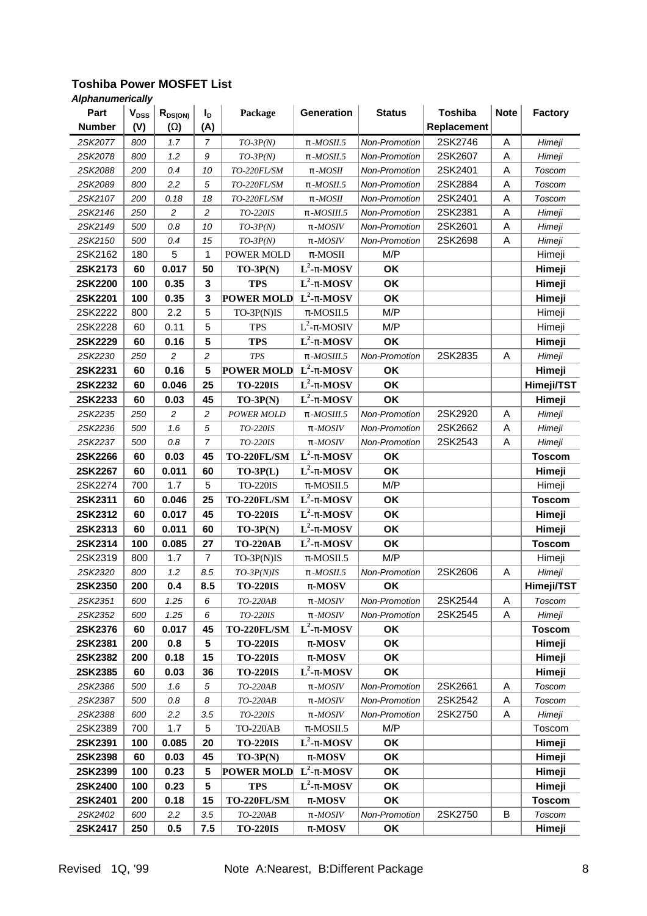## Toshiba Power MOSFET List

***Alphanumerically***

| Part Number | $V_{DSS}$ (V) | $R_{DS(ON)}$ (Ω) | $I_D$ (A) | Package | Generation | Status | Toshiba Replacement | Note | Factory |
|---|---|---|---|---|---|---|---|---|---|
| *2SK2077* | *800* | *1.7* | *7* | *TO-3P(N)* | *π-MOSII.5* | *Non-Promotion* | 2SK2746 | A | *Himeji* |
| *2SK2078* | *800* | *1.2* | *9* | *TO-3P(N)* | *π-MOSII.5* | *Non-Promotion* | 2SK2607 | A | *Himeji* |
| *2SK2088* | *200* | *0.4* | *10* | *TO-220FL/SM* | *π-MOSII* | *Non-Promotion* | 2SK2401 | A | *Toscom* |
| *2SK2089* | *800* | *2.2* | *5* | *TO-220FL/SM* | *π-MOSII.5* | *Non-Promotion* | 2SK2884 | A | *Toscom* |
| *2SK2107* | *200* | *0.18* | *18* | *TO-220FL/SM* | *π-MOSII* | *Non-Promotion* | 2SK2401 | A | *Toscom* |
| *2SK2146* | *250* | *2* | *2* | *TO-220IS* | *π-MOSIII.5* | *Non-Promotion* | 2SK2381 | A | *Himeji* |
| *2SK2149* | *500* | *0.8* | *10* | *TO-3P(N)* | *π-MOSIV* | *Non-Promotion* | 2SK2601 | A | *Himeji* |
| *2SK2150* | *500* | *0.4* | *15* | *TO-3P(N)* | *π-MOSIV* | *Non-Promotion* | 2SK2698 | A | *Himeji* |
| 2SK2162 | 180 | 5 | 1 | POWER MOLD | π-MOSII | M/P | | | Himeji |
| **2SK2173** | **60** | **0.017** | **50** | **TO-3P(N)** | **$L^2$-π-MOSV** | **OK** | | | **Himeji** |
| **2SK2200** | **100** | **0.35** | **3** | **TPS** | **$L^2$-π-MOSV** | **OK** | | | **Himeji** |
| **2SK2201** | **100** | **0.35** | **3** | **POWER MOLD** | **$L^2$-π-MOSV** | **OK** | | | **Himeji** |
| 2SK2222 | 800 | 2.2 | 5 | TO-3P(N)IS | π-MOSII.5 | M/P | | | Himeji |
| 2SK2228 | 60 | 0.11 | 5 | TPS | $L^2$-π-MOSIV | M/P | | | Himeji |
| **2SK2229** | **60** | **0.16** | **5** | **TPS** | **$L^2$-π-MOSV** | **OK** | | | **Himeji** |
| *2SK2230* | *250* | *2* | *2* | *TPS* | *π-MOSIII.5* | *Non-Promotion* | 2SK2835 | A | *Himeji* |
| **2SK2231** | **60** | **0.16** | **5** | **POWER MOLD** | **$L^2$-π-MOSV** | **OK** | | | **Himeji** |
| **2SK2232** | **60** | **0.046** | **25** | **TO-220IS** | **$L^2$-π-MOSV** | **OK** | | | **Himeji/TST** |
| **2SK2233** | **60** | **0.03** | **45** | **TO-3P(N)** | **$L^2$-π-MOSV** | **OK** | | | **Himeji** |
| *2SK2235* | *250* | *2* | *2* | *POWER MOLD* | *π-MOSIII.5* | *Non-Promotion* | 2SK2920 | A | *Himeji* |
| *2SK2236* | *500* | *1.6* | *5* | *TO-220IS* | *π-MOSIV* | *Non-Promotion* | 2SK2662 | A | *Himeji* |
| *2SK2237* | *500* | *0.8* | *7* | *TO-220IS* | *π-MOSIV* | *Non-Promotion* | 2SK2543 | A | *Himeji* |
| **2SK2266** | **60** | **0.03** | **45** | **TO-220FL/SM** | **$L^2$-π-MOSV** | **OK** | | | **Toscom** |
| **2SK2267** | **60** | **0.011** | **60** | **TO-3P(L)** | **$L^2$-π-MOSV** | **OK** | | | **Himeji** |
| 2SK2274 | 700 | 1.7 | 5 | TO-220IS | π-MOSII.5 | M/P | | | Himeji |
| **2SK2311** | **60** | **0.046** | **25** | **TO-220FL/SM** | **$L^2$-π-MOSV** | **OK** | | | **Toscom** |
| **2SK2312** | **60** | **0.017** | **45** | **TO-220IS** | **$L^2$-π-MOSV** | **OK** | | | **Himeji** |
| **2SK2313** | **60** | **0.011** | **60** | **TO-3P(N)** | **$L^2$-π-MOSV** | **OK** | | | **Himeji** |
| **2SK2314** | **100** | **0.085** | **27** | **TO-220AB** | **$L^2$-π-MOSV** | **OK** | | | **Toscom** |
| 2SK2319 | 800 | 1.7 | 7 | TO-3P(N)IS | π-MOSII.5 | M/P | | | Himeji |
| *2SK2320* | *800* | *1.2* | *8.5* | *TO-3P(N)IS* | *π-MOSII.5* | *Non-Promotion* | 2SK2606 | A | *Himeji* |
| **2SK2350** | **200** | **0.4** | **8.5** | **TO-220IS** | **π-MOSV** | **OK** | | | **Himeji/TST** |
| *2SK2351* | *600* | *1.25* | *6* | *TO-220AB* | *π-MOSIV* | *Non-Promotion* | 2SK2544 | A | *Toscom* |
| *2SK2352* | *600* | *1.25* | *6* | *TO-220IS* | *π-MOSIV* | *Non-Promotion* | 2SK2545 | A | *Himeji* |
| **2SK2376** | **60** | **0.017** | **45** | **TO-220FL/SM** | **$L^2$-π-MOSV** | **OK** | | | **Toscom** |
| **2SK2381** | **200** | **0.8** | **5** | **TO-220IS** | **π-MOSV** | **OK** | | | **Himeji** |
| **2SK2382** | **200** | **0.18** | **15** | **TO-220IS** | **π-MOSV** | **OK** | | | **Himeji** |
| **2SK2385** | **60** | **0.03** | **36** | **TO-220IS** | **$L^2$-π-MOSV** | **OK** | | | **Himeji** |
| *2SK2386* | *500* | *1.6* | *5* | *TO-220AB* | *π-MOSIV* | *Non-Promotion* | 2SK2661 | A | *Toscom* |
| *2SK2387* | *500* | *0.8* | *8* | *TO-220AB* | *π-MOSIV* | *Non-Promotion* | 2SK2542 | A | *Toscom* |
| *2SK2388* | *600* | *2.2* | *3.5* | *TO-220IS* | *π-MOSIV* | *Non-Promotion* | 2SK2750 | A | *Himeji* |
| 2SK2389 | 700 | 1.7 | 5 | TO-220AB | π-MOSII.5 | M/P | | | Toscom |
| **2SK2391** | **100** | **0.085** | **20** | **TO-220IS** | **$L^2$-π-MOSV** | **OK** | | | **Himeji** |
| **2SK2398** | **60** | **0.03** | **45** | **TO-3P(N)** | **π-MOSV** | **OK** | | | **Himeji** |
| **2SK2399** | **100** | **0.23** | **5** | **POWER MOLD** | **$L^2$-π-MOSV** | **OK** | | | **Himeji** |
| **2SK2400** | **100** | **0.23** | **5** | **TPS** | **$L^2$-π-MOSV** | **OK** | | | **Himeji** |
| **2SK2401** | **200** | **0.18** | **15** | **TO-220FL/SM** | **π-MOSV** | **OK** | | | **Toscom** |
| *2SK2402* | *600* | *2.2* | *3.5* | *TO-220AB* | *π-MOSIV* | *Non-Promotion* | 2SK2750 | B | *Toscom* |
| **2SK2417** | **250** | **0.5** | **7.5** | **TO-220IS** | **π-MOSV** | **OK** | | | **Himeji** |

Revised 1Q, '99 Note A:Nearest, B:Different Package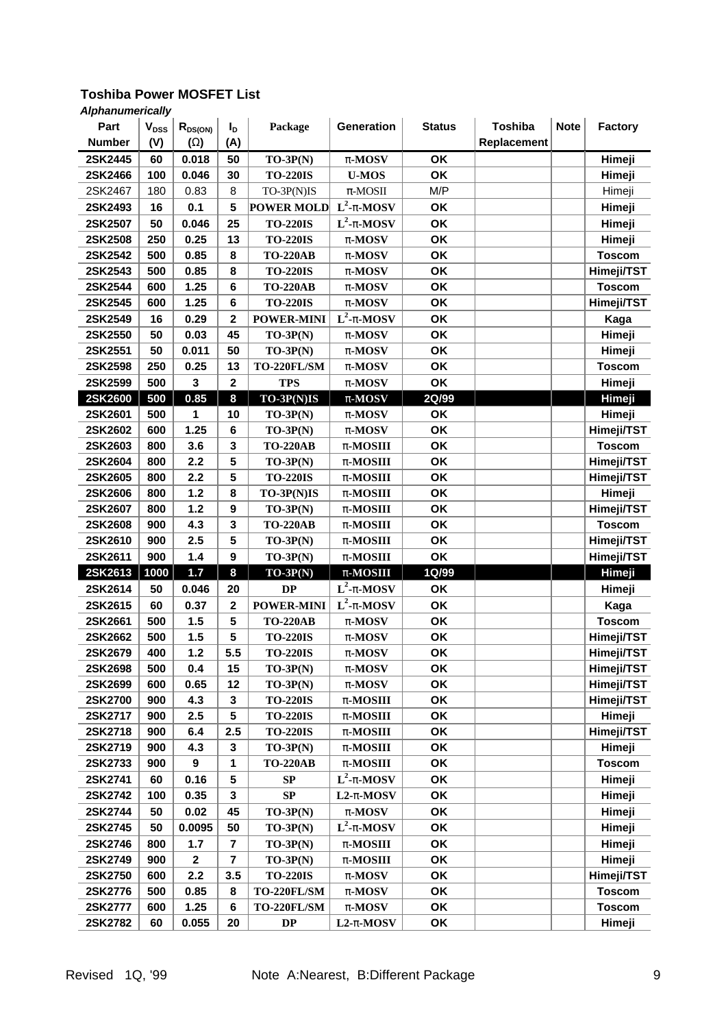## Toshiba Power MOSFET List

***Alphanumerically***

| Part Number | $V_{DSS}$ (V) | $R_{DS(ON)}$ (Ω) | $I_D$ (A) | Package | Generation | Status | Toshiba Replacement | Note | Factory |
|---|---|---|---|---|---|---|---|---|---|
| **2SK2445** | **60** | **0.018** | **50** | **TO-3P(N)** | **π-MOSV** | **OK** | | | **Himeji** |
| **2SK2466** | **100** | **0.046** | **30** | **TO-220IS** | **U-MOS** | **OK** | | | **Himeji** |
| 2SK2467 | 180 | 0.83 | 8 | TO-3P(N)IS | π-MOSII | M/P | | | Himeji |
| **2SK2493** | **16** | **0.1** | **5** | **POWER MOLD** | **$L^2$-π-MOSV** | **OK** | | | **Himeji** |
| **2SK2507** | **50** | **0.046** | **25** | **TO-220IS** | **$L^2$-π-MOSV** | **OK** | | | **Himeji** |
| **2SK2508** | **250** | **0.25** | **13** | **TO-220IS** | **π-MOSV** | **OK** | | | **Himeji** |
| **2SK2542** | **500** | **0.85** | **8** | **TO-220AB** | **π-MOSV** | **OK** | | | **Toscom** |
| **2SK2543** | **500** | **0.85** | **8** | **TO-220IS** | **π-MOSV** | **OK** | | | **Himeji/TST** |
| **2SK2544** | **600** | **1.25** | **6** | **TO-220AB** | **π-MOSV** | **OK** | | | **Toscom** |
| **2SK2545** | **600** | **1.25** | **6** | **TO-220IS** | **π-MOSV** | **OK** | | | **Himeji/TST** |
| **2SK2549** | **16** | **0.29** | **2** | **POWER-MINI** | **$L^2$-π-MOSV** | **OK** | | | **Kaga** |
| **2SK2550** | **50** | **0.03** | **45** | **TO-3P(N)** | **π-MOSV** | **OK** | | | **Himeji** |
| **2SK2551** | **50** | **0.011** | **50** | **TO-3P(N)** | **π-MOSV** | **OK** | | | **Himeji** |
| **2SK2598** | **250** | **0.25** | **13** | **TO-220FL/SM** | **π-MOSV** | **OK** | | | **Toscom** |
| **2SK2599** | **500** | **3** | **2** | **TPS** | **π-MOSV** | **OK** | | | **Himeji** |
| **2SK2600** | **500** | **0.85** | **8** | **TO-3P(N)IS** | **π-MOSV** | **2Q/99** | | | **Himeji** |
| **2SK2601** | **500** | **1** | **10** | **TO-3P(N)** | **π-MOSV** | **OK** | | | **Himeji** |
| **2SK2602** | **600** | **1.25** | **6** | **TO-3P(N)** | **π-MOSV** | **OK** | | | **Himeji/TST** |
| **2SK2603** | **800** | **3.6** | **3** | **TO-220AB** | **π-MOSIII** | **OK** | | | **Toscom** |
| **2SK2604** | **800** | **2.2** | **5** | **TO-3P(N)** | **π-MOSIII** | **OK** | | | **Himeji/TST** |
| **2SK2605** | **800** | **2.2** | **5** | **TO-220IS** | **π-MOSIII** | **OK** | | | **Himeji/TST** |
| **2SK2606** | **800** | **1.2** | **8** | **TO-3P(N)IS** | **π-MOSIII** | **OK** | | | **Himeji** |
| **2SK2607** | **800** | **1.2** | **9** | **TO-3P(N)** | **π-MOSIII** | **OK** | | | **Himeji/TST** |
| **2SK2608** | **900** | **4.3** | **3** | **TO-220AB** | **π-MOSIII** | **OK** | | | **Toscom** |
| **2SK2610** | **900** | **2.5** | **5** | **TO-3P(N)** | **π-MOSIII** | **OK** | | | **Himeji/TST** |
| **2SK2611** | **900** | **1.4** | **9** | **TO-3P(N)** | **π-MOSIII** | **OK** | | | **Himeji/TST** |
| **2SK2613** | **1000** | **1.7** | **8** | **TO-3P(N)** | **π-MOSIII** | **1Q/99** | | | **Himeji** |
| **2SK2614** | **50** | **0.046** | **20** | **DP** | **$L^2$-π-MOSV** | **OK** | | | **Himeji** |
| **2SK2615** | **60** | **0.37** | **2** | **POWER-MINI** | **$L^2$-π-MOSV** | **OK** | | | **Kaga** |
| **2SK2661** | **500** | **1.5** | **5** | **TO-220AB** | **π-MOSV** | **OK** | | | **Toscom** |
| **2SK2662** | **500** | **1.5** | **5** | **TO-220IS** | **π-MOSV** | **OK** | | | **Himeji/TST** |
| **2SK2679** | **400** | **1.2** | **5.5** | **TO-220IS** | **π-MOSV** | **OK** | | | **Himeji/TST** |
| **2SK2698** | **500** | **0.4** | **15** | **TO-3P(N)** | **π-MOSV** | **OK** | | | **Himeji/TST** |
| **2SK2699** | **600** | **0.65** | **12** | **TO-3P(N)** | **π-MOSV** | **OK** | | | **Himeji/TST** |
| **2SK2700** | **900** | **4.3** | **3** | **TO-220IS** | **π-MOSIII** | **OK** | | | **Himeji/TST** |
| **2SK2717** | **900** | **2.5** | **5** | **TO-220IS** | **π-MOSIII** | **OK** | | | **Himeji** |
| **2SK2718** | **900** | **6.4** | **2.5** | **TO-220IS** | **π-MOSIII** | **OK** | | | **Himeji/TST** |
| **2SK2719** | **900** | **4.3** | **3** | **TO-3P(N)** | **π-MOSIII** | **OK** | | | **Himeji** |
| **2SK2733** | **900** | **9** | **1** | **TO-220AB** | **π-MOSIII** | **OK** | | | **Toscom** |
| **2SK2741** | **60** | **0.16** | **5** | **SP** | **$L^2$-π-MOSV** | **OK** | | | **Himeji** |
| **2SK2742** | **100** | **0.35** | **3** | **SP** | **L2-π-MOSV** | **OK** | | | **Himeji** |
| **2SK2744** | **50** | **0.02** | **45** | **TO-3P(N)** | **π-MOSV** | **OK** | | | **Himeji** |
| **2SK2745** | **50** | **0.0095** | **50** | **TO-3P(N)** | **$L^2$-π-MOSV** | **OK** | | | **Himeji** |
| **2SK2746** | **800** | **1.7** | **7** | **TO-3P(N)** | **π-MOSIII** | **OK** | | | **Himeji** |
| **2SK2749** | **900** | **2** | **7** | **TO-3P(N)** | **π-MOSIII** | **OK** | | | **Himeji** |
| **2SK2750** | **600** | **2.2** | **3.5** | **TO-220IS** | **π-MOSV** | **OK** | | | **Himeji/TST** |
| **2SK2776** | **500** | **0.85** | **8** | **TO-220FL/SM** | **π-MOSV** | **OK** | | | **Toscom** |
| **2SK2777** | **600** | **1.25** | **6** | **TO-220FL/SM** | **π-MOSV** | **OK** | | | **Toscom** |
| **2SK2782** | **60** | **0.055** | **20** | **DP** | **L2-π-MOSV** | **OK** | | | **Himeji** |

Revised 1Q, '99 Note A:Nearest, B:Different Package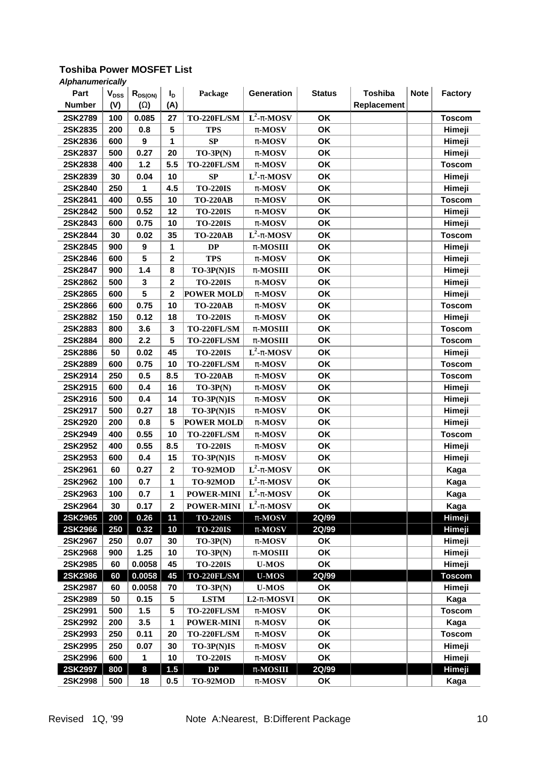## Toshiba Power MOSFET List

***Alphanumerically***

| Part Number | $V_{DSS}$ (V) | $R_{DS(ON)}$ (Ω) | $I_D$ (A) | Package | Generation | Status | Toshiba Replacement | Note | Factory |
|---|---|---|---|---|---|---|---|---|---|
| 2SK2789 | 100 | 0.085 | 27 | TO-220FL/SM | $L^2$-π-MOSV | OK | | | Toscom |
| 2SK2835 | 200 | 0.8 | 5 | TPS | π-MOSV | OK | | | Himeji |
| 2SK2836 | 600 | 9 | 1 | SP | π-MOSV | OK | | | Himeji |
| 2SK2837 | 500 | 0.27 | 20 | TO-3P(N) | π-MOSV | OK | | | Himeji |
| 2SK2838 | 400 | 1.2 | 5.5 | TO-220FL/SM | π-MOSV | OK | | | Toscom |
| 2SK2839 | 30 | 0.04 | 10 | SP | $L^2$-π-MOSV | OK | | | Himeji |
| 2SK2840 | 250 | 1 | 4.5 | TO-220IS | π-MOSV | OK | | | Himeji |
| 2SK2841 | 400 | 0.55 | 10 | TO-220AB | π-MOSV | OK | | | Toscom |
| 2SK2842 | 500 | 0.52 | 12 | TO-220IS | π-MOSV | OK | | | Himeji |
| 2SK2843 | 600 | 0.75 | 10 | TO-220IS | π-MOSV | OK | | | Himeji |
| 2SK2844 | 30 | 0.02 | 35 | TO-220AB | $L^2$-π-MOSV | OK | | | Toscom |
| 2SK2845 | 900 | 9 | 1 | DP | π-MOSIII | OK | | | Himeji |
| 2SK2846 | 600 | 5 | 2 | TPS | π-MOSV | OK | | | Himeji |
| 2SK2847 | 900 | 1.4 | 8 | TO-3P(N)IS | π-MOSIII | OK | | | Himeji |
| 2SK2862 | 500 | 3 | 2 | TO-220IS | π-MOSV | OK | | | Himeji |
| 2SK2865 | 600 | 5 | 2 | POWER MOLD | π-MOSV | OK | | | Himeji |
| 2SK2866 | 600 | 0.75 | 10 | TO-220AB | π-MOSV | OK | | | Toscom |
| 2SK2882 | 150 | 0.12 | 18 | TO-220IS | π-MOSV | OK | | | Himeji |
| 2SK2883 | 800 | 3.6 | 3 | TO-220FL/SM | π-MOSIII | OK | | | Toscom |
| 2SK2884 | 800 | 2.2 | 5 | TO-220FL/SM | π-MOSIII | OK | | | Toscom |
| 2SK2886 | 50 | 0.02 | 45 | TO-220IS | $L^2$-π-MOSV | OK | | | Himeji |
| 2SK2889 | 600 | 0.75 | 10 | TO-220FL/SM | π-MOSV | OK | | | Toscom |
| 2SK2914 | 250 | 0.5 | 8.5 | TO-220AB | π-MOSV | OK | | | Toscom |
| 2SK2915 | 600 | 0.4 | 16 | TO-3P(N) | π-MOSV | OK | | | Himeji |
| 2SK2916 | 500 | 0.4 | 14 | TO-3P(N)IS | π-MOSV | OK | | | Himeji |
| 2SK2917 | 500 | 0.27 | 18 | TO-3P(N)IS | π-MOSV | OK | | | Himeji |
| 2SK2920 | 200 | 0.8 | 5 | POWER MOLD | π-MOSV | OK | | | Himeji |
| 2SK2949 | 400 | 0.55 | 10 | TO-220FL/SM | π-MOSV | OK | | | Toscom |
| 2SK2952 | 400 | 0.55 | 8.5 | TO-220IS | π-MOSV | OK | | | Himeji |
| 2SK2953 | 600 | 0.4 | 15 | TO-3P(N)IS | π-MOSV | OK | | | Himeji |
| 2SK2961 | 60 | 0.27 | 2 | TO-92MOD | $L^2$-π-MOSV | OK | | | Kaga |
| 2SK2962 | 100 | 0.7 | 1 | TO-92MOD | $L^2$-π-MOSV | OK | | | Kaga |
| 2SK2963 | 100 | 0.7 | 1 | POWER-MINI | $L^2$-π-MOSV | OK | | | Kaga |
| 2SK2964 | 30 | 0.17 | 2 | POWER-MINI | $L^2$-π-MOSV | OK | | | Kaga |
| 2SK2965 | 200 | 0.26 | 11 | TO-220IS | π-MOSV | 2Q/99 | | | Himeji |
| 2SK2966 | 250 | 0.32 | 10 | TO-220IS | π-MOSV | 2Q/99 | | | Himeji |
| 2SK2967 | 250 | 0.07 | 30 | TO-3P(N) | π-MOSV | OK | | | Himeji |
| 2SK2968 | 900 | 1.25 | 10 | TO-3P(N) | π-MOSIII | OK | | | Himeji |
| 2SK2985 | 60 | 0.0058 | 45 | TO-220IS | U-MOS | OK | | | Himeji |
| 2SK2986 | 60 | 0.0058 | 45 | TO-220FL/SM | U-MOS | 2Q/99 | | | Toscom |
| 2SK2987 | 60 | 0.0058 | 70 | TO-3P(N) | U-MOS | OK | | | Himeji |
| 2SK2989 | 50 | 0.15 | 5 | LSTM | L2-π-MOSVI | OK | | | Kaga |
| 2SK2991 | 500 | 1.5 | 5 | TO-220FL/SM | π-MOSV | OK | | | Toscom |
| 2SK2992 | 200 | 3.5 | 1 | POWER-MINI | π-MOSV | OK | | | Kaga |
| 2SK2993 | 250 | 0.11 | 20 | TO-220FL/SM | π-MOSV | OK | | | Toscom |
| 2SK2995 | 250 | 0.07 | 30 | TO-3P(N)IS | π-MOSV | OK | | | Himeji |
| 2SK2996 | 600 | 1 | 10 | TO-220IS | π-MOSV | OK | | | Himeji |
| 2SK2997 | 800 | 8 | 1.5 | DP | π-MOSIII | 2Q/99 | | | Himeji |
| 2SK2998 | 500 | 18 | 0.5 | TO-92MOD | π-MOSV | OK | | | Kaga |

Revised 1Q, '99 Note A:Nearest, B:Different Package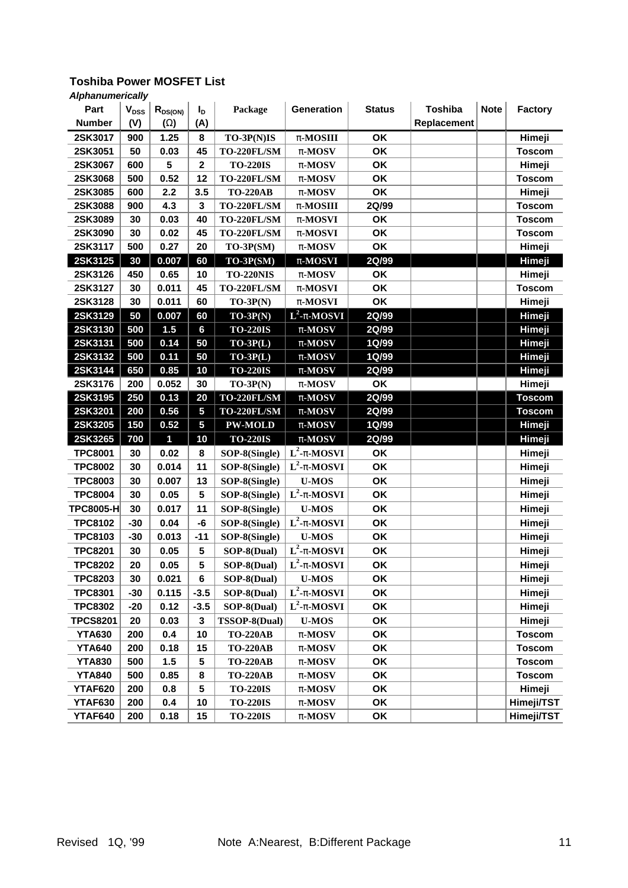## Toshiba Power MOSFET List

*Alphanumerically*

| Part Number | $V_{DSS}$ (V) | $R_{DS(ON)}$ (Ω) | $I_D$ (A) | Package | Generation | Status | Toshiba Replacement | Note | Factory |
|---|---|---|---|---|---|---|---|---|---|
| 2SK3017 | 900 | 1.25 | 8 | TO-3P(N)IS | π-MOSIII | OK | | | Himeji |
| 2SK3051 | 50 | 0.03 | 45 | TO-220FL/SM | π-MOSV | OK | | | Toscom |
| 2SK3067 | 600 | 5 | 2 | TO-220IS | π-MOSV | OK | | | Himeji |
| 2SK3068 | 500 | 0.52 | 12 | TO-220FL/SM | π-MOSV | OK | | | Toscom |
| 2SK3085 | 600 | 2.2 | 3.5 | TO-220AB | π-MOSV | OK | | | Himeji |
| 2SK3088 | 900 | 4.3 | 3 | TO-220FL/SM | π-MOSIII | 2Q/99 | | | Toscom |
| 2SK3089 | 30 | 0.03 | 40 | TO-220FL/SM | π-MOSVI | OK | | | Toscom |
| 2SK3090 | 30 | 0.02 | 45 | TO-220FL/SM | π-MOSVI | OK | | | Toscom |
| 2SK3117 | 500 | 0.27 | 20 | TO-3P(SM) | π-MOSV | OK | | | Himeji |
| 2SK3125 | 30 | 0.007 | 60 | TO-3P(SM) | π-MOSVI | 2Q/99 | | | Himeji |
| 2SK3126 | 450 | 0.65 | 10 | TO-220NIS | π-MOSV | OK | | | Himeji |
| 2SK3127 | 30 | 0.011 | 45 | TO-220FL/SM | π-MOSVI | OK | | | Toscom |
| 2SK3128 | 30 | 0.011 | 60 | TO-3P(N) | π-MOSVI | OK | | | Himeji |
| 2SK3129 | 50 | 0.007 | 60 | TO-3P(N) | $L^2$-π-MOSVI | 2Q/99 | | | Himeji |
| 2SK3130 | 500 | 1.5 | 6 | TO-220IS | π-MOSV | 2Q/99 | | | Himeji |
| 2SK3131 | 500 | 0.14 | 50 | TO-3P(L) | π-MOSV | 1Q/99 | | | Himeji |
| 2SK3132 | 500 | 0.11 | 50 | TO-3P(L) | π-MOSV | 1Q/99 | | | Himeji |
| 2SK3144 | 650 | 0.85 | 10 | TO-220IS | π-MOSV | 2Q/99 | | | Himeji |
| 2SK3176 | 200 | 0.052 | 30 | TO-3P(N) | π-MOSV | OK | | | Himeji |
| 2SK3195 | 250 | 0.13 | 20 | TO-220FL/SM | π-MOSV | 2Q/99 | | | Toscom |
| 2SK3201 | 200 | 0.56 | 5 | TO-220FL/SM | π-MOSV | 2Q/99 | | | Toscom |
| 2SK3205 | 150 | 0.52 | 5 | PW-MOLD | π-MOSV | 1Q/99 | | | Himeji |
| 2SK3265 | 700 | 1 | 10 | TO-220IS | π-MOSV | 2Q/99 | | | Himeji |
| TPC8001 | 30 | 0.02 | 8 | SOP-8(Single) | $L^2$-π-MOSVI | OK | | | Himeji |
| TPC8002 | 30 | 0.014 | 11 | SOP-8(Single) | $L^2$-π-MOSVI | OK | | | Himeji |
| TPC8003 | 30 | 0.007 | 13 | SOP-8(Single) | U-MOS | OK | | | Himeji |
| TPC8004 | 30 | 0.05 | 5 | SOP-8(Single) | $L^2$-π-MOSVI | OK | | | Himeji |
| TPC8005-H | 30 | 0.017 | 11 | SOP-8(Single) | U-MOS | OK | | | Himeji |
| TPC8102 | -30 | 0.04 | -6 | SOP-8(Single) | $L^2$-π-MOSVI | OK | | | Himeji |
| TPC8103 | -30 | 0.013 | -11 | SOP-8(Single) | U-MOS | OK | | | Himeji |
| TPC8201 | 30 | 0.05 | 5 | SOP-8(Dual) | $L^2$-π-MOSVI | OK | | | Himeji |
| TPC8202 | 20 | 0.05 | 5 | SOP-8(Dual) | $L^2$-π-MOSVI | OK | | | Himeji |
| TPC8203 | 30 | 0.021 | 6 | SOP-8(Dual) | U-MOS | OK | | | Himeji |
| TPC8301 | -30 | 0.115 | -3.5 | SOP-8(Dual) | $L^2$-π-MOSVI | OK | | | Himeji |
| TPC8302 | -20 | 0.12 | -3.5 | SOP-8(Dual) | $L^2$-π-MOSVI | OK | | | Himeji |
| TPCS8201 | 20 | 0.03 | 3 | TSSOP-8(Dual) | U-MOS | OK | | | Himeji |
| YTA630 | 200 | 0.4 | 10 | TO-220AB | π-MOSV | OK | | | Toscom |
| YTA640 | 200 | 0.18 | 15 | TO-220AB | π-MOSV | OK | | | Toscom |
| YTA830 | 500 | 1.5 | 5 | TO-220AB | π-MOSV | OK | | | Toscom |
| YTA840 | 500 | 0.85 | 8 | TO-220AB | π-MOSV | OK | | | Toscom |
| YTAF620 | 200 | 0.8 | 5 | TO-220IS | π-MOSV | OK | | | Himeji |
| YTAF630 | 200 | 0.4 | 10 | TO-220IS | π-MOSV | OK | | | Himeji/TST |
| YTAF640 | 200 | 0.18 | 15 | TO-220IS | π-MOSV | OK | | | Himeji/TST |

Revised 1Q, '99 Note A:Nearest, B:Different Package